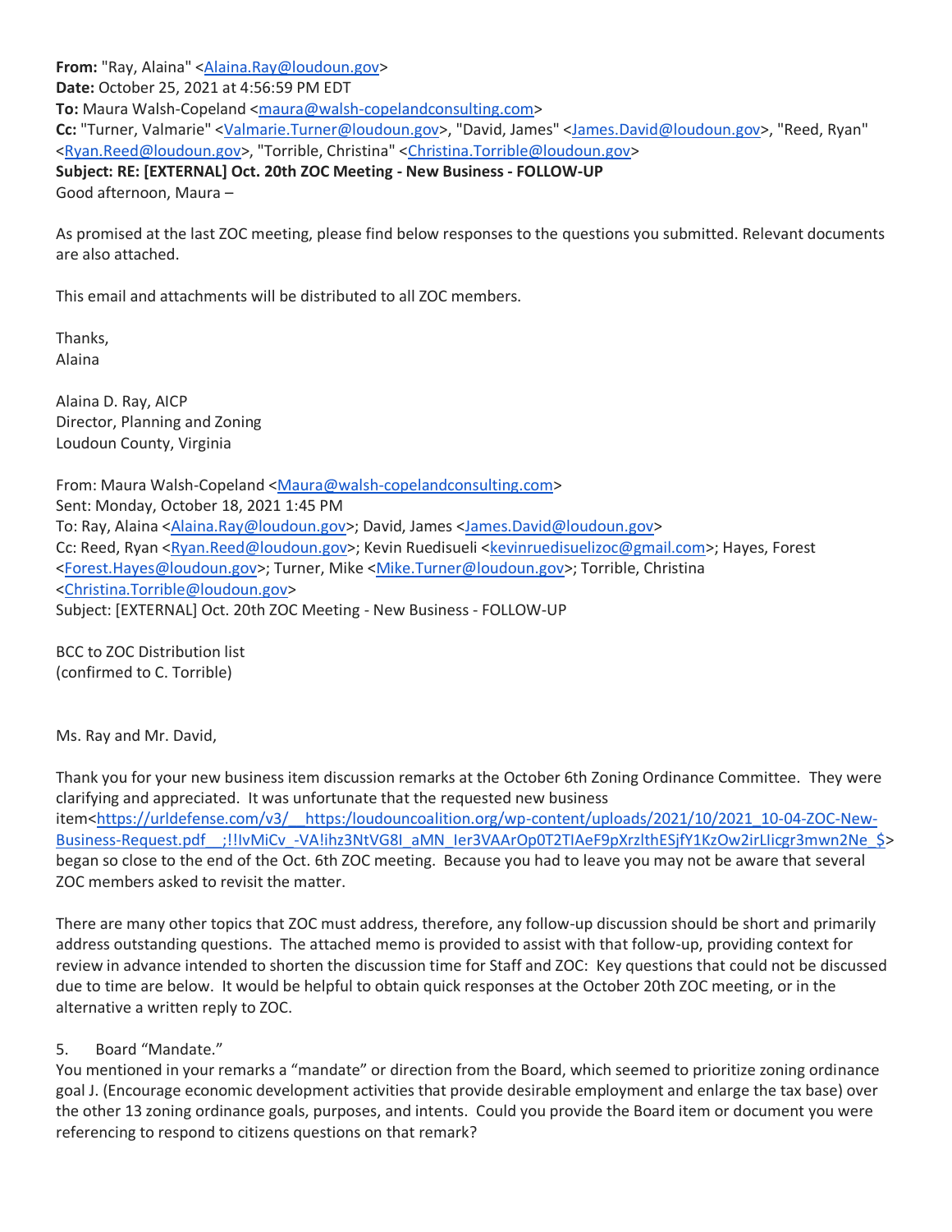**From:** "Ray, Alaina" <Alaina.Ray@loudoun.gov>
**Date:** October 25, 2021 at 4:56:59 PM EDT
**To:** Maura Walsh-Copeland <maura@walsh-copelandconsulting.com>
**Cc:** "Turner, Valmarie" <Valmarie.Turner@loudoun.gov>, "David, James" <James.David@loudoun.gov>, "Reed, Ryan" <Ryan.Reed@loudoun.gov>, "Torrible, Christina" <Christina.Torrible@loudoun.gov>
**Subject: RE: [EXTERNAL] Oct. 20th ZOC Meeting - New Business - FOLLOW-UP**
Good afternoon, Maura –

As promised at the last ZOC meeting, please find below responses to the questions you submitted. Relevant documents are also attached.

This email and attachments will be distributed to all ZOC members.

Thanks,
Alaina

Alaina D. Ray, AICP
Director, Planning and Zoning
Loudoun County, Virginia

From: Maura Walsh-Copeland <Maura@walsh-copelandconsulting.com>
Sent: Monday, October 18, 2021 1:45 PM
To: Ray, Alaina <Alaina.Ray@loudoun.gov>; David, James <James.David@loudoun.gov>
Cc: Reed, Ryan <Ryan.Reed@loudoun.gov>; Kevin Ruedisueli <kevinruedisuelizoc@gmail.com>; Hayes, Forest <Forest.Hayes@loudoun.gov>; Turner, Mike <Mike.Turner@loudoun.gov>; Torrible, Christina <Christina.Torrible@loudoun.gov>
Subject: [EXTERNAL] Oct. 20th ZOC Meeting - New Business - FOLLOW-UP

BCC to ZOC Distribution list
(confirmed to C. Torrible)

Ms. Ray and Mr. David,

Thank you for your new business item discussion remarks at the October 6th Zoning Ordinance Committee. They were clarifying and appreciated. It was unfortunate that the requested new business item<https://urldefense.com/v3/__https:/loudouncoalition.org/wp-content/uploads/2021/10/2021_10-04-ZOC-New-Business-Request.pdf__;!!IvMiCv_-VA!ihz3NtVG8I_aMN_Ier3VAArOp0T2TIAeF9pXrzlthESjfY1KzOw2irLIicgr3mwn2Ne_$> began so close to the end of the Oct. 6th ZOC meeting. Because you had to leave you may not be aware that several ZOC members asked to revisit the matter.

There are many other topics that ZOC must address, therefore, any follow-up discussion should be short and primarily address outstanding questions. The attached memo is provided to assist with that follow-up, providing context for review in advance intended to shorten the discussion time for Staff and ZOC: Key questions that could not be discussed due to time are below. It would be helpful to obtain quick responses at the October 20th ZOC meeting, or in the alternative a written reply to ZOC.

5. Board "Mandate."
You mentioned in your remarks a "mandate" or direction from the Board, which seemed to prioritize zoning ordinance goal J. (Encourage economic development activities that provide desirable employment and enlarge the tax base) over the other 13 zoning ordinance goals, purposes, and intents. Could you provide the Board item or document you were referencing to respond to citizens questions on that remark?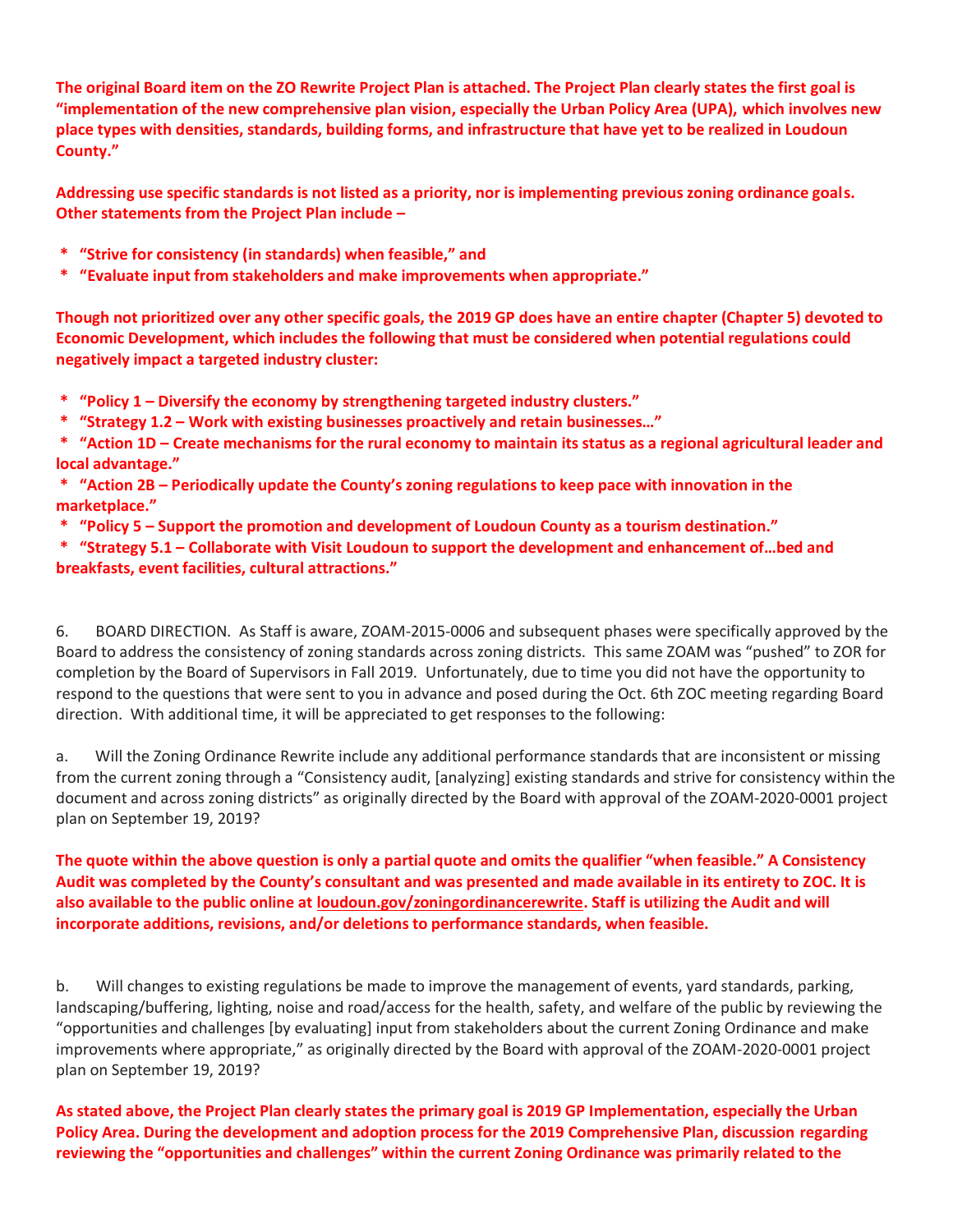**The original Board item on the ZO Rewrite Project Plan is attached. The Project Plan clearly states the first goal is "implementation of the new comprehensive plan vision, especially the Urban Policy Area (UPA), which involves new place types with densities, standards, building forms, and infrastructure that have yet to be realized in Loudoun County."**

**Addressing use specific standards is not listed as a priority, nor is implementing previous zoning ordinance goals. Other statements from the Project Plan include –**

- **"Strive for consistency (in standards) when feasible," and**
- **"Evaluate input from stakeholders and make improvements when appropriate."**

**Though not prioritized over any other specific goals, the 2019 GP does have an entire chapter (Chapter 5) devoted to Economic Development, which includes the following that must be considered when potential regulations could negatively impact a targeted industry cluster:**

- **"Policy 1 – Diversify the economy by strengthening targeted industry clusters."**
- **"Strategy 1.2 – Work with existing businesses proactively and retain businesses…"**
- **"Action 1D – Create mechanisms for the rural economy to maintain its status as a regional agricultural leader and local advantage."**
- **"Action 2B – Periodically update the County's zoning regulations to keep pace with innovation in the marketplace."**
- **"Policy 5 – Support the promotion and development of Loudoun County as a tourism destination."**
- **"Strategy 5.1 – Collaborate with Visit Loudoun to support the development and enhancement of…bed and breakfasts, event facilities, cultural attractions."**

6. BOARD DIRECTION. As Staff is aware, ZOAM-2015-0006 and subsequent phases were specifically approved by the Board to address the consistency of zoning standards across zoning districts. This same ZOAM was "pushed" to ZOR for completion by the Board of Supervisors in Fall 2019. Unfortunately, due to time you did not have the opportunity to respond to the questions that were sent to you in advance and posed during the Oct. 6th ZOC meeting regarding Board direction. With additional time, it will be appreciated to get responses to the following:

a. Will the Zoning Ordinance Rewrite include any additional performance standards that are inconsistent or missing from the current zoning through a "Consistency audit, [analyzing] existing standards and strive for consistency within the document and across zoning districts" as originally directed by the Board with approval of the ZOAM-2020-0001 project plan on September 19, 2019?

**The quote within the above question is only a partial quote and omits the qualifier "when feasible." A Consistency Audit was completed by the County's consultant and was presented and made available in its entirety to ZOC. It is also available to the public online at loudoun.gov/zoningordinancerewrite. Staff is utilizing the Audit and will incorporate additions, revisions, and/or deletions to performance standards, when feasible.**

b. Will changes to existing regulations be made to improve the management of events, yard standards, parking, landscaping/buffering, lighting, noise and road/access for the health, safety, and welfare of the public by reviewing the "opportunities and challenges [by evaluating] input from stakeholders about the current Zoning Ordinance and make improvements where appropriate," as originally directed by the Board with approval of the ZOAM-2020-0001 project plan on September 19, 2019?

**As stated above, the Project Plan clearly states the primary goal is 2019 GP Implementation, especially the Urban Policy Area. During the development and adoption process for the 2019 Comprehensive Plan, discussion regarding reviewing the "opportunities and challenges" within the current Zoning Ordinance was primarily related to the**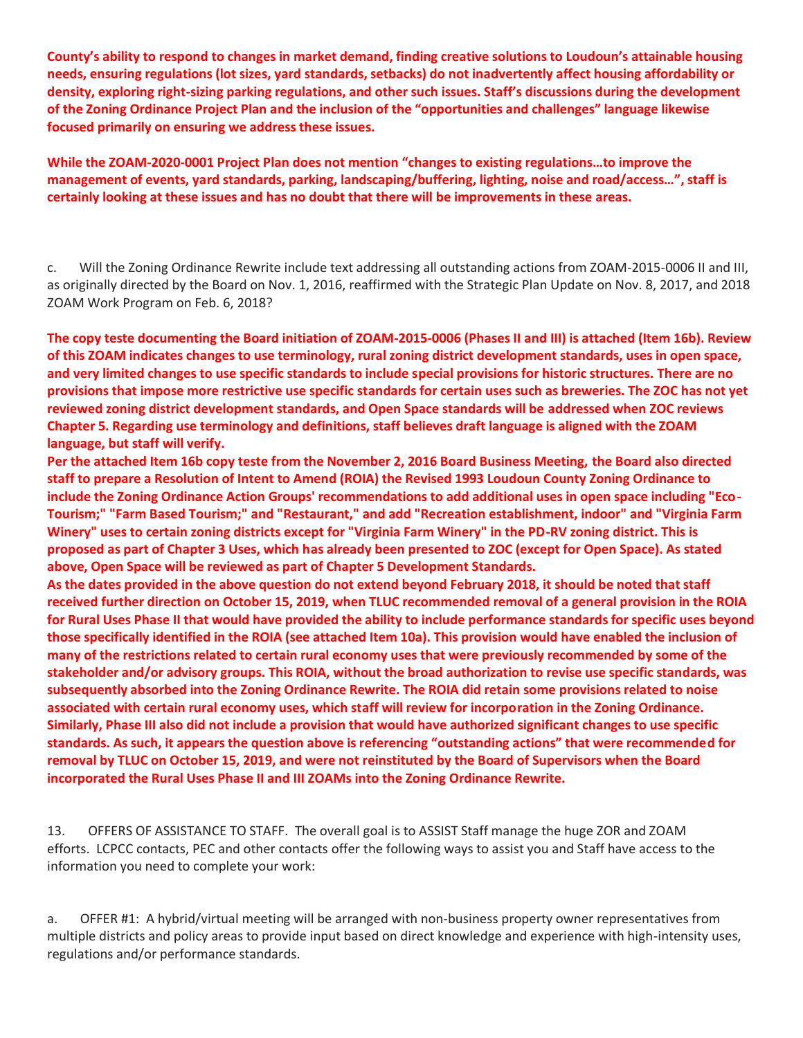**County's ability to respond to changes in market demand, finding creative solutions to Loudoun's attainable housing needs, ensuring regulations (lot sizes, yard standards, setbacks) do not inadvertently affect housing affordability or density, exploring right-sizing parking regulations, and other such issues. Staff's discussions during the development of the Zoning Ordinance Project Plan and the inclusion of the "opportunities and challenges" language likewise focused primarily on ensuring we address these issues.**

**While the ZOAM-2020-0001 Project Plan does not mention "changes to existing regulations…to improve the management of events, yard standards, parking, landscaping/buffering, lighting, noise and road/access…", staff is certainly looking at these issues and has no doubt that there will be improvements in these areas.**

c. Will the Zoning Ordinance Rewrite include text addressing all outstanding actions from ZOAM-2015-0006 II and III, as originally directed by the Board on Nov. 1, 2016, reaffirmed with the Strategic Plan Update on Nov. 8, 2017, and 2018 ZOAM Work Program on Feb. 6, 2018?

**The copy teste documenting the Board initiation of ZOAM-2015-0006 (Phases II and III) is attached (Item 16b). Review of this ZOAM indicates changes to use terminology, rural zoning district development standards, uses in open space, and very limited changes to use specific standards to include special provisions for historic structures. There are no provisions that impose more restrictive use specific standards for certain uses such as breweries. The ZOC has not yet reviewed zoning district development standards, and Open Space standards will be addressed when ZOC reviews Chapter 5. Regarding use terminology and definitions, staff believes draft language is aligned with the ZOAM language, but staff will verify.**

**Per the attached Item 16b copy teste from the November 2, 2016 Board Business Meeting, the Board also directed staff to prepare a Resolution of Intent to Amend (ROIA) the Revised 1993 Loudoun County Zoning Ordinance to include the Zoning Ordinance Action Groups' recommendations to add additional uses in open space including "Eco-Tourism;" "Farm Based Tourism;" and "Restaurant," and add "Recreation establishment, indoor" and "Virginia Farm Winery" uses to certain zoning districts except for "Virginia Farm Winery" in the PD-RV zoning district. This is proposed as part of Chapter 3 Uses, which has already been presented to ZOC (except for Open Space). As stated above, Open Space will be reviewed as part of Chapter 5 Development Standards.**

**As the dates provided in the above question do not extend beyond February 2018, it should be noted that staff received further direction on October 15, 2019, when TLUC recommended removal of a general provision in the ROIA for Rural Uses Phase II that would have provided the ability to include performance standards for specific uses beyond those specifically identified in the ROIA (see attached Item 10a). This provision would have enabled the inclusion of many of the restrictions related to certain rural economy uses that were previously recommended by some of the stakeholder and/or advisory groups. This ROIA, without the broad authorization to revise use specific standards, was subsequently absorbed into the Zoning Ordinance Rewrite. The ROIA did retain some provisions related to noise associated with certain rural economy uses, which staff will review for incorporation in the Zoning Ordinance. Similarly, Phase III also did not include a provision that would have authorized significant changes to use specific standards. As such, it appears the question above is referencing "outstanding actions" that were recommended for removal by TLUC on October 15, 2019, and were not reinstituted by the Board of Supervisors when the Board incorporated the Rural Uses Phase II and III ZOAMs into the Zoning Ordinance Rewrite.**

13. OFFERS OF ASSISTANCE TO STAFF. The overall goal is to ASSIST Staff manage the huge ZOR and ZOAM efforts. LCPCC contacts, PEC and other contacts offer the following ways to assist you and Staff have access to the information you need to complete your work:

a. OFFER #1: A hybrid/virtual meeting will be arranged with non-business property owner representatives from multiple districts and policy areas to provide input based on direct knowledge and experience with high-intensity uses, regulations and/or performance standards.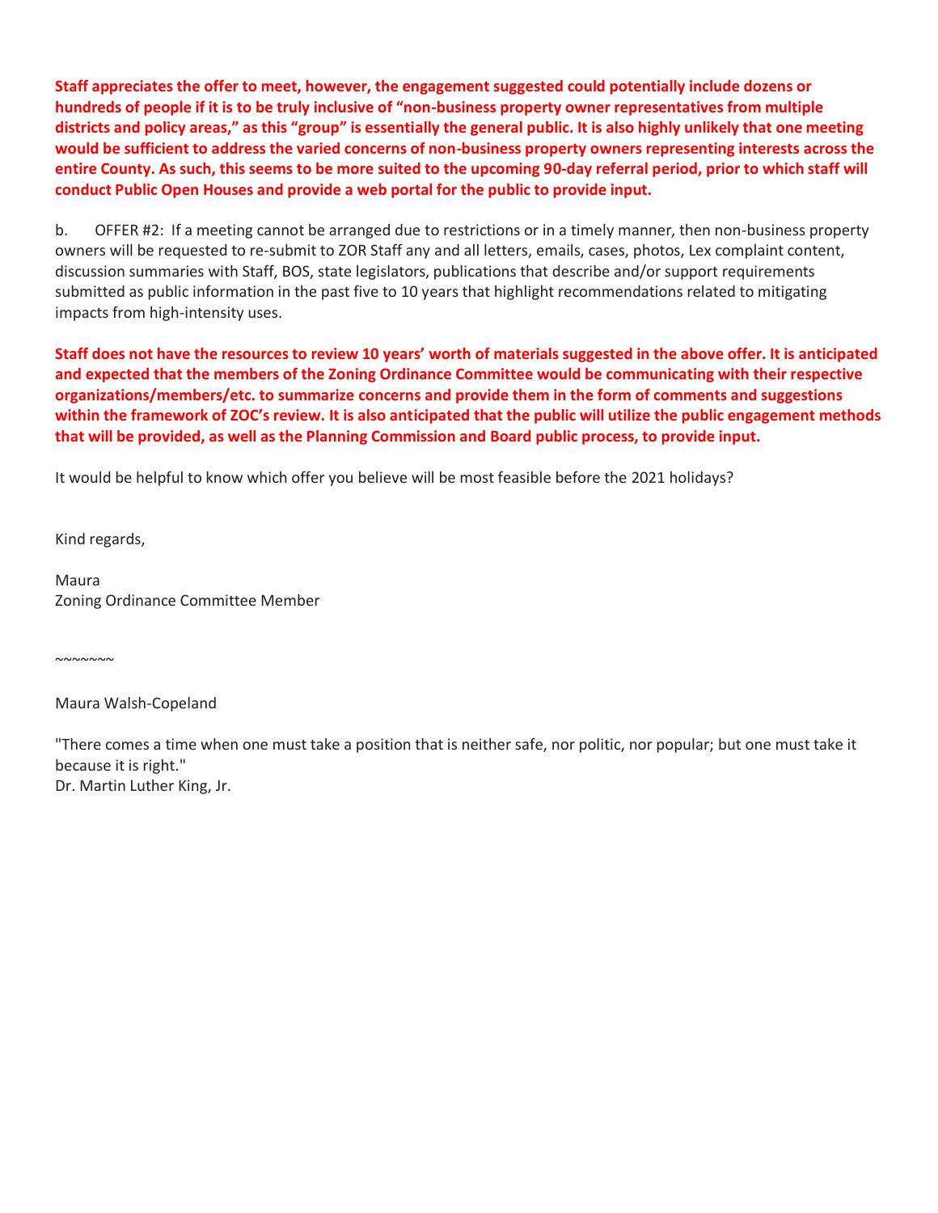**Staff appreciates the offer to meet, however, the engagement suggested could potentially include dozens or hundreds of people if it is to be truly inclusive of "non-business property owner representatives from multiple districts and policy areas," as this "group" is essentially the general public. It is also highly unlikely that one meeting would be sufficient to address the varied concerns of non-business property owners representing interests across the entire County. As such, this seems to be more suited to the upcoming 90-day referral period, prior to which staff will conduct Public Open Houses and provide a web portal for the public to provide input.**

b. OFFER #2: If a meeting cannot be arranged due to restrictions or in a timely manner, then non-business property owners will be requested to re-submit to ZOR Staff any and all letters, emails, cases, photos, Lex complaint content, discussion summaries with Staff, BOS, state legislators, publications that describe and/or support requirements submitted as public information in the past five to 10 years that highlight recommendations related to mitigating impacts from high-intensity uses.

**Staff does not have the resources to review 10 years' worth of materials suggested in the above offer. It is anticipated and expected that the members of the Zoning Ordinance Committee would be communicating with their respective organizations/members/etc. to summarize concerns and provide them in the form of comments and suggestions within the framework of ZOC's review. It is also anticipated that the public will utilize the public engagement methods that will be provided, as well as the Planning Commission and Board public process, to provide input.**

It would be helpful to know which offer you believe will be most feasible before the 2021 holidays?

Kind regards,

Maura
Zoning Ordinance Committee Member

~~~~~~~

Maura Walsh-Copeland

"There comes a time when one must take a position that is neither safe, nor politic, nor popular; but one must take it because it is right."
Dr. Martin Luther King, Jr.